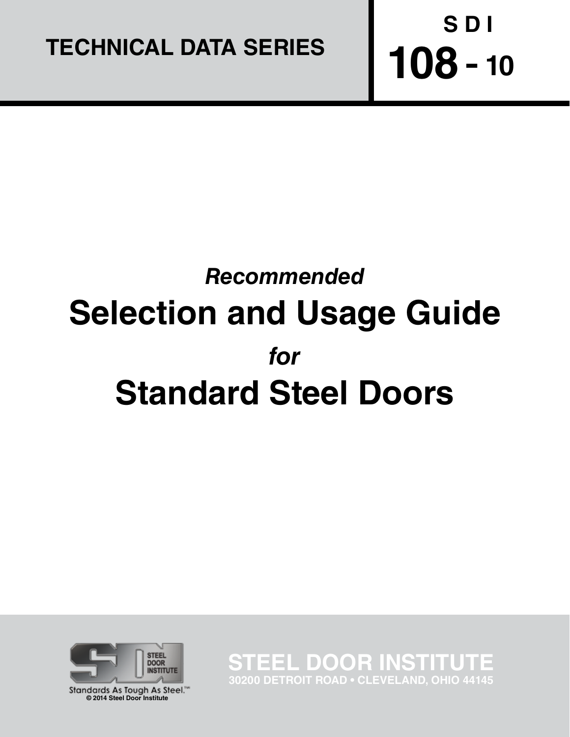TECHNICAL DATA SERIES

**S D I**
**108 - 10**

*Recommended*

# Selection and Usage Guide

*for*

# Standard Steel Doors

STEEL DOOR INSTITUTE
Standards As Tough As Steel.™

© 2014 Steel Door Institute

**STEEL DOOR INSTITUTE**
**30200 DETROIT ROAD • CLEVELAND, OHIO 44145**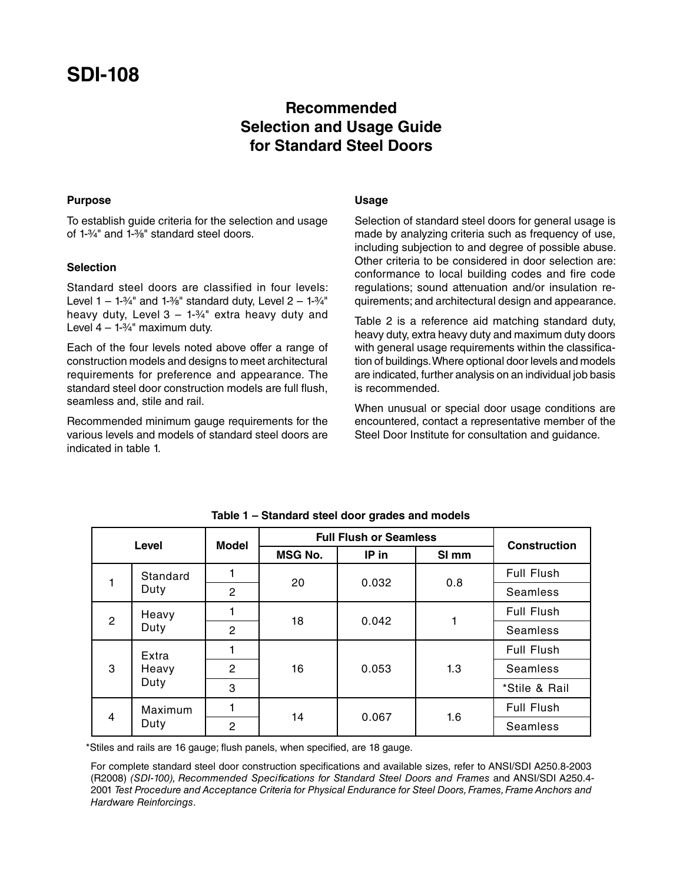# SDI-108

## Recommended Selection and Usage Guide for Standard Steel Doors

### Purpose

To establish guide criteria for the selection and usage of 1-¾" and 1-⅜" standard steel doors.

### Selection

Standard steel doors are classified in four levels: Level 1 – 1-¾" and 1-⅜" standard duty, Level 2 – 1-¾" heavy duty, Level 3 – 1-¾" extra heavy duty and Level 4 – 1-¾" maximum duty.

Each of the four levels noted above offer a range of construction models and designs to meet architectural requirements for preference and appearance. The standard steel door construction models are full flush, seamless and, stile and rail.

Recommended minimum gauge requirements for the various levels and models of standard steel doors are indicated in table 1.

### Usage

Selection of standard steel doors for general usage is made by analyzing criteria such as frequency of use, including subjection to and degree of possible abuse. Other criteria to be considered in door selection are: conformance to local building codes and fire code regulations; sound attenuation and/or insulation requirements; and architectural design and appearance.

Table 2 is a reference aid matching standard duty, heavy duty, extra heavy duty and maximum duty doors with general usage requirements within the classification of buildings. Where optional door levels and models are indicated, further analysis on an individual job basis is recommended.

When unusual or special door usage conditions are encountered, contact a representative member of the Steel Door Institute for consultation and guidance.

**Table 1 – Standard steel door grades and models**

| Level | | Model | Full Flush or Seamless | | | Construction |
|---|---|---|---|---|---|---|
| | | | MSG No. | IP in | SI mm | |
| 1 | Standard Duty | 1 | 20 | 0.032 | 0.8 | Full Flush |
| | | 2 | | | | Seamless |
| 2 | Heavy Duty | 1 | 18 | 0.042 | 1 | Full Flush |
| | | 2 | | | | Seamless |
| 3 | Extra Heavy Duty | 1 | 16 | 0.053 | 1.3 | Full Flush |
| | | 2 | | | | Seamless |
| | | 3 | | | | *Stile & Rail |
| 4 | Maximum Duty | 1 | 14 | 0.067 | 1.6 | Full Flush |
| | | 2 | | | | Seamless |

*Stiles and rails are 16 gauge; flush panels, when specified, are 18 gauge.

For complete standard steel door construction specifications and available sizes, refer to ANSI/SDI A250.8-2003 (R2008) *(SDI-100), Recommended Specifications for Standard Steel Doors and Frames* and ANSI/SDI A250.4-2001 *Test Procedure and Acceptance Criteria for Physical Endurance for Steel Doors, Frames, Frame Anchors and Hardware Reinforcings*.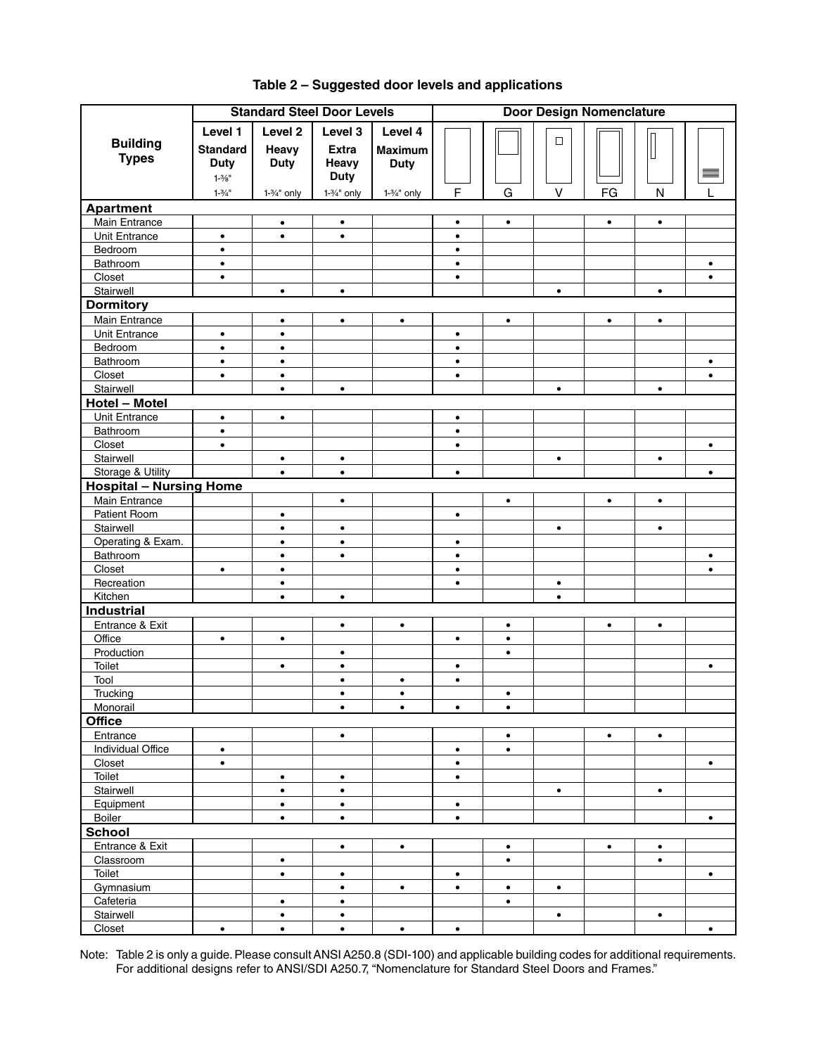**Table 2 – Suggested door levels and applications**

| Building Types | Standard Steel Door Levels | | | | Door Design Nomenclature | | | | | |
|---|---|---|---|---|---|---|---|---|---|---|
| | Level 1 Standard Duty 1-⅜" 1-¾" | Level 2 Heavy Duty 1-¾" only | Level 3 Extra Heavy Duty 1-¾" only | Level 4 Maximum Duty 1-¾" only | F | G | V | FG | N | L |
| **Apartment** | | | | | | | | | | |
| Main Entrance | | • | • | | • | • | | • | • | |
| Unit Entrance | • | • | • | | • | | | | | |
| Bedroom | • | | | | • | | | | | |
| Bathroom | • | | | | • | | | | | • |
| Closet | • | | | | • | | | | | • |
| Stairwell | | • | • | | | | • | | • | |
| **Dormitory** | | | | | | | | | | |
| Main Entrance | | • | • | • | | • | | • | • | |
| Unit Entrance | • | • | | | • | | | | | |
| Bedroom | • | • | | | • | | | | | |
| Bathroom | • | • | | | • | | | | | • |
| Closet | • | • | | | • | | | | | • |
| Stairwell | | • | • | | | | • | | • | |
| **Hotel – Motel** | | | | | | | | | | |
| Unit Entrance | • | • | | | • | | | | | |
| Bathroom | • | | | | • | | | | | |
| Closet | • | | | | • | | | | | • |
| Stairwell | | • | • | | | | • | | • | |
| Storage & Utility | | • | • | | • | | | | | • |
| **Hospital – Nursing Home** | | | | | | | | | | |
| Main Entrance | | | • | | | • | | • | • | |
| Patient Room | | • | | | • | | | | | |
| Stairwell | | • | • | | | | • | | • | |
| Operating & Exam. | | • | • | | • | | | | | |
| Bathroom | | • | • | | • | | | | | • |
| Closet | • | • | | | • | | | | | • |
| Recreation | | • | | | • | | • | | | |
| Kitchen | | • | • | | | | • | | | |
| **Industrial** | | | | | | | | | | |
| Entrance & Exit | | | • | • | | • | | • | • | |
| Office | • | • | | | • | • | | | | |
| Production | | | • | | | • | | | | |
| Toilet | | • | • | | • | | | | | • |
| Tool | | | • | • | • | | | | | |
| Trucking | | | • | • | | • | | | | |
| Monorail | | | • | • | • | • | | | | |
| **Office** | | | | | | | | | | |
| Entrance | | | • | | | • | | • | • | |
| Individual Office | • | | | | • | • | | | | |
| Closet | • | | | | • | | | | | • |
| Toilet | | • | • | | • | | | | | |
| Stairwell | | • | • | | | | • | | • | |
| Equipment | | • | • | | • | | | | | |
| Boiler | | • | • | | • | | | | | • |
| **School** | | | | | | | | | | |
| Entrance & Exit | | | • | • | | • | | • | • | |
| Classroom | | • | | | | • | | | • | |
| Toilet | | • | • | | • | | | | | • |
| Gymnasium | | | • | • | • | • | • | | | |
| Cafeteria | | • | • | | | • | | | | |
| Stairwell | | • | • | | | | • | | • | |
| Closet | • | • | • | • | • | | | | | • |

Note: Table 2 is only a guide. Please consult ANSI A250.8 (SDI-100) and applicable building codes for additional requirements. For additional designs refer to ANSI/SDI A250.7, "Nomenclature for Standard Steel Doors and Frames."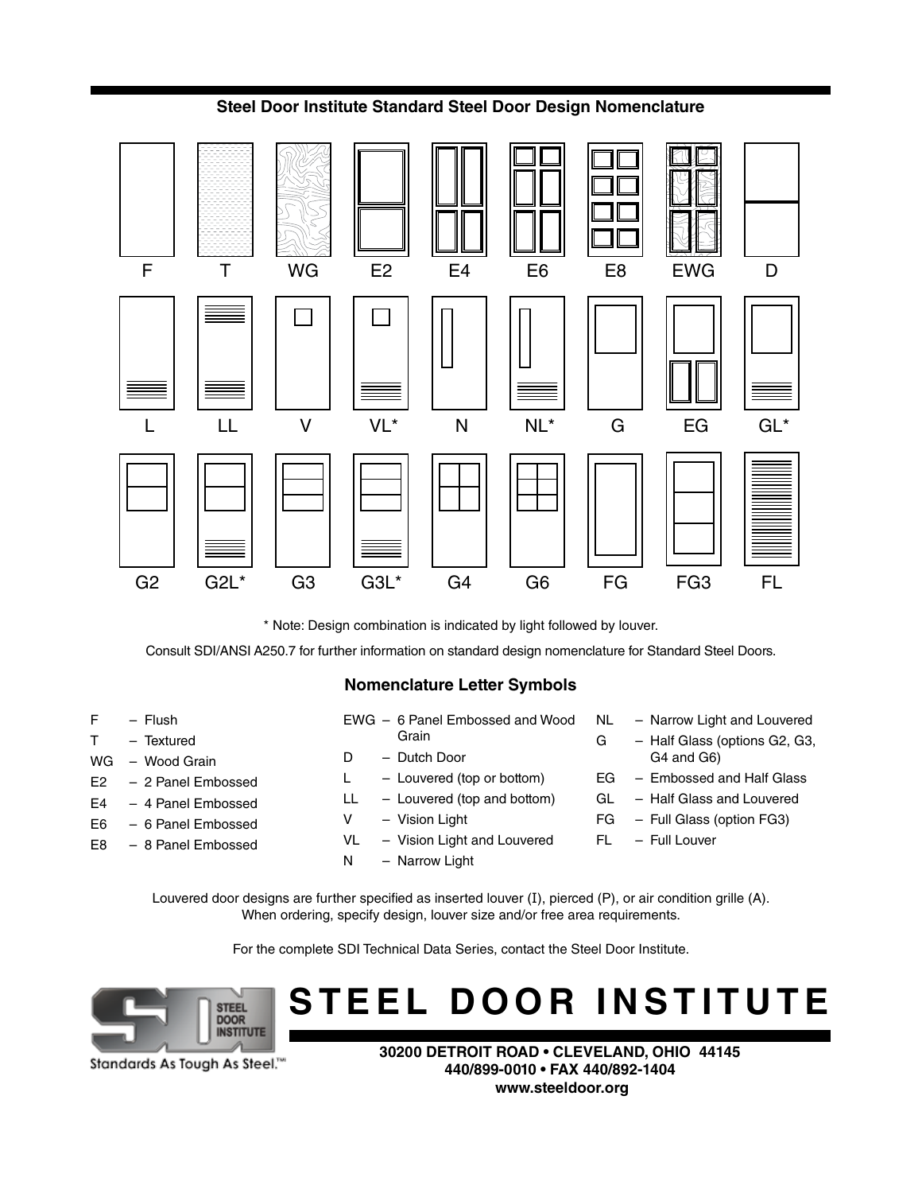## Steel Door Institute Standard Steel Door Design Nomenclature

F T WG E2 E4 E6 E8 EWG D

L LL V VL* N NL* G EG GL*

G2 G2L* G3 G3L* G4 G6 FG FG3 FL

* Note: Design combination is indicated by light followed by louver.

Consult SDI/ANSI A250.7 for further information on standard design nomenclature for Standard Steel Doors.

### Nomenclature Letter Symbols

- F – Flush
- T – Textured
- WG – Wood Grain
- E2 – 2 Panel Embossed
- E4 – 4 Panel Embossed
- E6 – 6 Panel Embossed
- E8 – 8 Panel Embossed
- EWG – 6 Panel Embossed and Wood Grain
- D – Dutch Door
- L – Louvered (top or bottom)
- LL – Louvered (top and bottom)
- V – Vision Light
- VL – Vision Light and Louvered
- N – Narrow Light
- NL – Narrow Light and Louvered
- G – Half Glass (options G2, G3, G4 and G6)
- EG – Embossed and Half Glass
- GL – Half Glass and Louvered
- FG – Full Glass (option FG3)
- FL – Full Louver

Louvered door designs are further specified as inserted louver (I), pierced (P), or air condition grille (A).
When ordering, specify design, louver size and/or free area requirements.

For the complete SDI Technical Data Series, contact the Steel Door Institute.

STEEL DOOR INSTITUTE

Standards As Tough As Steel.™

**STEEL DOOR INSTITUTE**

**30200 DETROIT ROAD • CLEVELAND, OHIO 44145**
**440/899-0010 • FAX 440/892-1404**
**www.steeldoor.org**